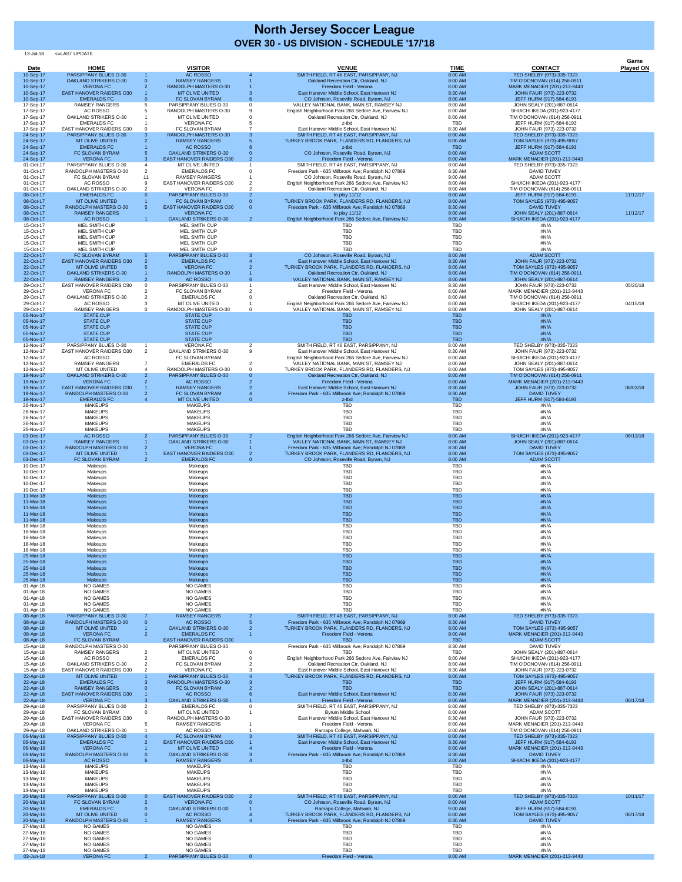# North Jersey Soccer League

## OVER 30 - US DIVISION - SCHEDULE '17/'18

13-Jul-18 <=LAST UPDATE

| Date | HOME | | VISITOR | | VENUE | TIME | CONTACT | Game Played ON |
|---|---|---|---|---|---|---|---|---|
| 10-Sep-17 | PARSIPPANY BLUES O-30 | 1 | AC ROSSO | 4 | SMITH FIELD, RT 46 EAST, PARSIPPANY, NJ | 8:00 AM | TED SHELBY (973)-335-7323 | |
| 10-Sep-17 | OAKLAND STRIKERS O-30 | 0 | RAMSEY RANGERS | 1 | Oakland Recreation Ctr, Oakland, NJ | 8:00 AM | TIM O'DONOVAN (614) 256-0911 | |
| 10-Sep-17 | VERONA FC | 2 | RANDOLPH MASTERS O-30 | 1 | Freedom Field - Verona | 8:00 AM | MARK MENADIER (201)-213-9443 | |
| 10-Sep-17 | EAST HANOVER RAIDERS O30 | 1 | MT OLIVE UNITED | 3 | East Hanover Middle School, East Hanover NJ | 8:30 AM | JOHN FAUR (973)-223-0732 | |
| 10-Sep-17 | EMERALDS FC | 0 | FC SLOVAN BYRAM | 6 | CO Johnson, Roseville Road, Byram, NJ | 8:00 AM | JEFF HURM (917)-584-6193 | |
| 17-Sep-17 | RAMSEY RANGERS | 5 | PARSIPPANY BLUES O-30 | 0 | VALLEY NATIONAL BANK, MAIN ST, RAMSEY NJ | 8:00 AM | JOHN SEALY (201)-887-0614 | |
| 17-Sep-17 | AC ROSSO | 5 | RANDOLPH MASTERS O-30 | 9 | English Neighborhood Park 266 Sedore Ave, Fairview NJ | 8:00 AM | SHUICHI IKEDA (201)-923-4177 | |
| 17-Sep-17 | OAKLAND STRIKERS O-30 | 1 | MT OLIVE UNITED | 0 | Oakland Recreation Ctr, Oakland, NJ | 8:00 AM | TIM O'DONOVAN (614) 256-0911 | |
| 17-Sep-17 | EMERALDS FC | 1 | VERONA FC | 5 | z-tbd | TBD | JEFF HURM (917)-584-6193 | |
| 17-Sep-17 | EAST HANOVER RAIDERS O30 | 0 | FC SLOVAN BYRAM | 7 | East Hanover Middle School, East Hanover NJ | 8:30 AM | JOHN FAUR (973)-223-0732 | |
| 24-Sep-17 | PARSIPPANY BLUES O-30 | 3 | RANDOLPH MASTERS O-30 | 3 | SMITH FIELD, RT 46 EAST, PARSIPPANY, NJ | 8:00 AM | TED SHELBY (973)-335-7323 | |
| 24-Sep-17 | MT OLIVE UNITED | 2 | RAMSEY RANGERS | 5 | TURKEY BROOK PARK, FLANDERS RD, FLANDERS, NJ | 8:00 AM | TOM SAYLES (973)-495-9057 | |
| 24-Sep-17 | EMERALDS FC | 1 | AC ROSSO | 8 | z-tbd | TBD | JEFF HURM (917)-584-6193 | |
| 24-Sep-17 | FC SLOVAN BYRAM | 5 | OAKLAND STRIKERS O-30 | 0 | CO Johnson, Roseville Road, Byram, NJ | 8:00 AM | ADAM SCOTT | |
| 24-Sep-17 | VERONA FC | 3 | EAST HANOVER RAIDERS O30 | 2 | Freedom Field - Verona | 8:00 AM | MARK MENADIER (201)-213-9443 | |
| 01-Oct-17 | PARSIPPANY BLUES O-30 | 4 | MT OLIVE UNITED | 1 | SMITH FIELD, RT 46 EAST, PARSIPPANY, NJ | 8:00 AM | TED SHELBY (973)-335-7323 | |
| 01-Oct-17 | RANDOLPH MASTERS O-30 | 2 | EMERALDS FC | 0 | Freedom Park - 635 Millbrook Ave; Randolph NJ 07869 | 8:30 AM | DAVID TUVEY | |
| 01-Oct-17 | FC SLOVAN BYRAM | 11 | RAMSEY RANGERS | 1 | CO Johnson, Roseville Road, Byram, NJ | 9:00 AM | ADAM SCOTT | |
| 01-Oct-17 | AC ROSSO | 9 | EAST HANOVER RAIDERS O30 | 2 | English Neighborhood Park 266 Sedore Ave, Fairview NJ | 8:00 AM | SHUICHI IKEDA (201)-923-4177 | |
| 01-Oct-17 | OAKLAND STRIKERS O-30 | 2 | VERONA FC | 2 | Oakland Recreation Ctr, Oakland, NJ | 8:00 AM | TIM O'DONOVAN (614) 256-0911 | |
| 08-Oct-17 | EMERALDS FC | 0 | PARSIPPANY BLUES O-30 | 2 | to play 11/12 | 8:00 AM | JEFF HURM (917)-584-6193 | 11/12/17 |
| 08-Oct-17 | MT OLIVE UNITED | 0 | FC SLOVAN BYRAM | 0 | TURKEY BROOK PARK, FLANDERS RD, FLANDERS, NJ | 8:00 AM | TOM SAYLES (973)-495-9057 | |
| 08-Oct-17 | RANDOLPH MASTERS O-30 | 5 | EAST HANOVER RAIDERS O30 | 0 | Freedom Park - 635 Millbrook Ave; Randolph NJ 07869 | 8:30 AM | DAVID TUVEY | |
| 08-Oct-17 | RAMSEY RANGERS | | VERONA FC | | to play 11/12 | 8:00 AM | JOHN SEALY (201)-887-0614 | 11/12/17 |
| 08-Oct-17 | AC ROSSO | 1 | OAKLAND STRIKERS O-30 | 2 | English Neighborhood Park 266 Sedore Ave, Fairview NJ | 8:00 AM | SHUICHI IKEDA (201)-923-4177 | |
| 15-Oct-17 | MEL SMITH CUP | | MEL SMITH CUP | | TBD | TBD | #N/A | |
| 15-Oct-17 | MEL SMITH CUP | | MEL SMITH CUP | | TBD | TBD | #N/A | |
| 15-Oct-17 | MEL SMITH CUP | | MEL SMITH CUP | | TBD | TBD | #N/A | |
| 15-Oct-17 | MEL SMITH CUP | | MEL SMITH CUP | | TBD | TBD | #N/A | |
| 15-Oct-17 | MEL SMITH CUP | | MEL SMITH CUP | | TBD | TBD | #N/A | |
| 22-Oct-17 | FC SLOVAN BYRAM | 5 | PARSIPPANY BLUES O-30 | 3 | CO Johnson, Roseville Road, Byram, NJ | 8:00 AM | ADAM SCOTT | |
| 22-Oct-17 | EAST HANOVER RAIDERS O30 | 2 | EMERALDS FC | 4 | East Hanover Middle School, East Hanover NJ | 8:30 AM | JOHN FAUR (973)-223-0732 | |
| 22-Oct-17 | MT OLIVE UNITED | 5 | VERONA FC | 2 | TURKEY BROOK PARK, FLANDERS RD, FLANDERS, NJ | 8:00 AM | TOM SAYLES (973)-495-9057 | |
| 22-Oct-17 | OAKLAND STRIKERS O-30 | 1 | RANDOLPH MASTERS O-30 | 1 | Oakland Recreation Ctr, Oakland, NJ | 8:00 AM | TIM O'DONOVAN (614) 256-0911 | |
| 22-Oct-17 | RAMSEY RANGERS | 2 | AC ROSSO | 6 | VALLEY NATIONAL BANK, MAIN ST, RAMSEY NJ | 8:00 AM | JOHN SEALY (201)-887-0614 | |
| 29-Oct-17 | EAST HANOVER RAIDERS O30 | 0 | PARSIPPANY BLUES O-30 | 1 | East Hanover Middle School, East Hanover NJ | 8:30 AM | JOHN FAUR (973)-223-0732 | 05/20/18 |
| 29-Oct-17 | VERONA FC | 2 | FC SLOVAN BYRAM | 2 | Freedom Field - Verona | 8:00 AM | MARK MENADIER (201)-213-9443 | |
| 29-Oct-17 | OAKLAND STRIKERS O-30 | 2 | EMERALDS FC | 0 | Oakland Recreation Ctr, Oakland, NJ | 8:00 AM | TIM O'DONOVAN (614) 256-0911 | |
| 29-Oct-17 | AC ROSSO | 3 | MT OLIVE UNITED | 1 | English Neighborhood Park 266 Sedore Ave, Fairview NJ | 8:00 AM | SHUICHI IKEDA (201)-923-4177 | 04/15/18 |
| 29-Oct-17 | RAMSEY RANGERS | 0 | RANDOLPH MASTERS O-30 | 0 | VALLEY NATIONAL BANK, MAIN ST, RAMSEY NJ | 8:00 AM | JOHN SEALY (201)-887-0614 | |
| 05-Nov-17 | STATE CUP | | STATE CUP | | TBD | TBD | #N/A | |
| 05-Nov-17 | STATE CUP | | STATE CUP | | TBD | TBD | #N/A | |
| 05-Nov-17 | STATE CUP | | STATE CUP | | TBD | TBD | #N/A | |
| 05-Nov-17 | STATE CUP | | STATE CUP | | TBD | TBD | #N/A | |
| 05-Nov-17 | STATE CUP | | STATE CUP | | TBD | TBD | #N/A | |
| 12-Nov-17 | PARSIPPANY BLUES O-30 | 1 | VERONA FC | 2 | SMITH FIELD, RT 46 EAST, PARSIPPANY, NJ | 8:00 AM | TED SHELBY (973)-335-7323 | |
| 12-Nov-17 | EAST HANOVER RAIDERS O30 | 2 | OAKLAND STRIKERS O-30 | 9 | East Hanover Middle School, East Hanover NJ | 8:30 AM | JOHN FAUR (973)-223-0732 | |
| 12-Nov-17 | AC ROSSO | | FC SLOVAN BYRAM | | English Neighborhood Park 266 Sedore Ave, Fairview NJ | 8:00 AM | SHUICHI IKEDA (201)-923-4177 | |
| 12-Nov-17 | RAMSEY RANGERS | 7 | EMERALDS FC | 2 | VALLEY NATIONAL BANK, MAIN ST, RAMSEY NJ | 8:00 AM | JOHN SEALY (201)-887-0614 | |
| 12-Nov-17 | MT OLIVE UNITED | 4 | RANDOLPH MASTERS O-30 | 0 | TURKEY BROOK PARK, FLANDERS RD, FLANDERS, NJ | 8:00 AM | TOM SAYLES (973)-495-9057 | |
| 19-Nov-17 | OAKLAND STRIKERS O-30 | 2 | PARSIPPANY BLUES O-30 | 0 | Oakland Recreation Ctr, Oakland, NJ | 8:00 AM | TIM O'DONOVAN (614) 256-0911 | |
| 19-Nov-17 | VERONA FC | 2 | AC ROSSO | 2 | Freedom Field - Verona | 8:00 AM | MARK MENADIER (201)-213-9443 | |
| 19-Nov-17 | EAST HANOVER RAIDERS O30 | 1 | RAMSEY RANGERS | 2 | East Hanover Middle School, East Hanover NJ | 8:30 AM | JOHN FAUR (973)-223-0732 | 06/03/18 |
| 19-Nov-17 | RANDOLPH MASTERS O-30 | 2 | FC SLOVAN BYRAM | 4 | Freedom Park - 635 Millbrook Ave; Randolph NJ 07869 | 8:30 AM | DAVID TUVEY | |
| 19-Nov-17 | EMERALDS FC | 4 | MT OLIVE UNITED | 0 | z-tbd | TBD | JEFF HURM (917)-584-6193 | |
| 26-Nov-17 | MAKEUPS | | MAKEUPS | | TBD | TBD | #N/A | |
| 26-Nov-17 | MAKEUPS | | MAKEUPS | | TBD | TBD | #N/A | |
| 26-Nov-17 | MAKEUPS | | MAKEUPS | | TBD | TBD | #N/A | |
| 26-Nov-17 | MAKEUPS | | MAKEUPS | | TBD | TBD | #N/A | |
| 26-Nov-17 | MAKEUPS | | MAKEUPS | | TBD | TBD | #N/A | |
| 03-Dec-17 | AC ROSSO | 2 | PARSIPPANY BLUES O-30 | 2 | English Neighborhood Park 266 Sedore Ave, Fairview NJ | 8:00 AM | SHUICHI IKEDA (201)-923-4177 | 06/13/18 |
| 03-Dec-17 | RAMSEY RANGERS | 1 | OAKLAND STRIKERS O-30 | 1 | VALLEY NATIONAL BANK, MAIN ST, RAMSEY NJ | 8:00 AM | JOHN SEALY (201)-887-0614 | |
| 03-Dec-17 | RANDOLPH MASTERS O-30 | 2 | VERONA FC | 1 | Freedom Park - 635 Millbrook Ave; Randolph NJ 07869 | 8:30 AM | DAVID TUVEY | |
| 03-Dec-17 | MT OLIVE UNITED | 1 | EAST HANOVER RAIDERS O30 | 2 | TURKEY BROOK PARK, FLANDERS RD, FLANDERS, NJ | 8:00 AM | TOM SAYLES (973)-495-9057 | |
| 03-Dec-17 | FC SLOVAN BYRAM | 2 | EMERALDS FC | 0 | CO Johnson, Roseville Road, Byram, NJ | 8:00 AM | ADAM SCOTT | |
| 10-Dec-17 | Makeups | | Makeups | | TBD | TBD | #N/A | |
| 10-Dec-17 | Makeups | | Makeups | | TBD | TBD | #N/A | |
| 10-Dec-17 | Makeups | | Makeups | | TBD | TBD | #N/A | |
| 10-Dec-17 | Makeups | | Makeups | | TBD | TBD | #N/A | |
| 10-Dec-17 | Makeups | | Makeups | | TBD | TBD | #N/A | |
| 11-Mar-18 | Makeups | | Makeups | | TBD | TBD | #N/A | |
| 11-Mar-18 | Makeups | | Makeups | | TBD | TBD | #N/A | |
| 11-Mar-18 | Makeups | | Makeups | | TBD | TBD | #N/A | |
| 11-Mar-18 | Makeups | | Makeups | | TBD | TBD | #N/A | |
| 11-Mar-18 | Makeups | | Makeups | | TBD | TBD | #N/A | |
| 18-Mar-18 | Makeups | | Makeups | | TBD | TBD | #N/A | |
| 18-Mar-18 | Makeups | | Makeups | | TBD | TBD | #N/A | |
| 18-Mar-18 | Makeups | | Makeups | | TBD | TBD | #N/A | |
| 18-Mar-18 | Makeups | | Makeups | | TBD | TBD | #N/A | |
| 18-Mar-18 | Makeups | | Makeups | | TBD | TBD | #N/A | |
| 25-Mar-18 | Makeups | | Makeups | | TBD | TBD | #N/A | |
| 25-Mar-18 | Makeups | | Makeups | | TBD | TBD | #N/A | |
| 25-Mar-18 | Makeups | | Makeups | | TBD | TBD | #N/A | |
| 25-Mar-18 | Makeups | | Makeups | | TBD | TBD | #N/A | |
| 25-Mar-18 | Makeups | | Makeups | | TBD | TBD | #N/A | |
| 01-Apr-18 | NO GAMES | | NO GAMES | | TBD | TBD | #N/A | |
| 01-Apr-18 | NO GAMES | | NO GAMES | | TBD | TBD | #N/A | |
| 01-Apr-18 | NO GAMES | | NO GAMES | | TBD | TBD | #N/A | |
| 01-Apr-18 | NO GAMES | | NO GAMES | | TBD | TBD | #N/A | |
| 01-Apr-18 | NO GAMES | | NO GAMES | | TBD | TBD | #N/A | |
| 08-Apr-18 | PARSIPPANY BLUES O-30 | 7 | RAMSEY RANGERS | 2 | SMITH FIELD, RT 46 EAST, PARSIPPANY, NJ | 8:00 AM | TED SHELBY (973)-335-7323 | |
| 08-Apr-18 | RANDOLPH MASTERS O-30 | 0 | AC ROSSO | 5 | Freedom Park - 635 Millbrook Ave; Randolph NJ 07869 | 8:30 AM | DAVID TUVEY | |
| 08-Apr-18 | MT OLIVE UNITED | 1 | OAKLAND STRIKERS O-30 | 2 | TURKEY BROOK PARK, FLANDERS RD, FLANDERS, NJ | 8:00 AM | TOM SAYLES (973)-495-9057 | |
| 08-Apr-18 | VERONA FC | 2 | EMERALDS FC | 1 | Freedom Field - Verona | 8:00 AM | MARK MENADIER (201)-213-9443 | |
| 08-Apr-18 | FC SLOVAN BYRAM | | EAST HANOVER RAIDERS O30 | | TBD | TBD | ADAM SCOTT | |
| 15-Apr-18 | RANDOLPH MASTERS O-30 | | PARSIPPANY BLUES O-30 | | Freedom Park - 635 Millbrook Ave; Randolph NJ 07869 | 8:30 AM | DAVID TUVEY | |
| 15-Apr-18 | RAMSEY RANGERS | 2 | MT OLIVE UNITED | 0 | TBD | TBD | JOHN SEALY (201)-887-0614 | |
| 15-Apr-18 | AC ROSSO | 2 | EMERALDS FC | 0 | English Neighborhood Park 266 Sedore Ave, Fairview NJ | 8:00 AM | SHUICHI IKEDA (201)-923-4177 | |
| 15-Apr-18 | OAKLAND STRIKERS O-30 | 2 | FC SLOVAN BYRAM | 2 | Oakland Recreation Ctr, Oakland, NJ | 8:00 AM | TIM O'DONOVAN (614) 256-0911 | |
| 15-Apr-18 | EAST HANOVER RAIDERS O30 | 2 | VERONA FC | 3 | East Hanover Middle School, East Hanover NJ | 8:30 AM | JOHN FAUR (973)-223-0732 | |
| 22-Apr-18 | MT OLIVE UNITED | 1 | PARSIPPANY BLUES O-30 | 4 | TURKEY BROOK PARK, FLANDERS RD, FLANDERS, NJ | 8:00 AM | TOM SAYLES (973)-495-9057 | |
| 22-Apr-18 | EMERALDS FC | 3 | RANDOLPH MASTERS O-30 | 3 | TBD | TBD | JEFF HURM (917)-584-6193 | |
| 22-Apr-18 | RAMSEY RANGERS | 0 | FC SLOVAN BYRAM | 2 | TBD | TBD | JOHN SEALY (201)-887-0614 | |
| 22-Apr-18 | EAST HANOVER RAIDERS O30 | 1 | AC ROSSO | 6 | East Hanover Middle School, East Hanover NJ | 8:30 AM | JOHN FAUR (973)-223-0732 | |
| 22-Apr-18 | VERONA FC | 3 | OAKLAND STRIKERS O-30 | 1 | Freedom Field - Verona | 8:00 AM | MARK MENADIER (201)-213-9443 | 06/17/18 |
| 29-Apr-18 | PARSIPPANY BLUES O-30 | 2 | EMERALDS FC | 0 | SMITH FIELD, RT 46 EAST, PARSIPPANY, NJ | 8:00 AM | TED SHELBY (973)-335-7323 | |
| 29-Apr-18 | FC SLOVAN BYRAM | 0 | MT OLIVE UNITED | 1 | Byrum Middle School | 8:00 AM | ADAM SCOTT | |
| 29-Apr-18 | EAST HANOVER RAIDERS O30 | | RANDOLPH MASTERS O-30 | | East Hanover Middle School, East Hanover NJ | 8:30 AM | JOHN FAUR (973)-223-0732 | |
| 29-Apr-18 | VERONA FC | 5 | RAMSEY RANGERS | 1 | Freedom Field - Verona | 8:00 AM | MARK MENADIER (201)-213-9443 | |
| 29-Apr-18 | OAKLAND STRIKERS O-30 | 1 | AC ROSSO | 1 | Ramapo College, Mahwah, NJ | 8:00 AM | TIM O'DONOVAN (614) 256-0911 | |
| 06-May-18 | PARSIPPANY BLUES O-30 | 4 | FC SLOVAN BYRAM | 3 | SMITH FIELD, RT 46 EAST, PARSIPPANY, NJ | 8:00 AM | TED SHELBY (973)-335-7323 | |
| 06-May-18 | EMERALDS FC | 2 | EAST HANOVER RAIDERS O30 | 1 | East Hanover Middle School, East Hanover NJ | 8:30 AM | JEFF HURM (917)-584-6193 | |
| 06-May-18 | VERONA FC | 1 | MT OLIVE UNITED | 4 | Freedom Field - Verona | 8:00 AM | MARK MENADIER (201)-213-9443 | |
| 06-May-18 | RANDOLPH MASTERS O-30 | 0 | OAKLAND STRIKERS O-30 | 3 | Freedom Park - 635 Millbrook Ave; Randolph NJ 07869 | 8:30 AM | DAVID TUVEY | |
| 06-May-18 | AC ROSSO | 6 | RAMSEY RANGERS | 4 | z-tbd | 8:00 AM | SHUICHI IKEDA (201)-923-4177 | |
| 13-May-18 | MAKEUPS | | MAKEUPS | | TBD | TBD | #N/A | |
| 13-May-18 | MAKEUPS | | MAKEUPS | | TBD | TBD | #N/A | |
| 13-May-18 | MAKEUPS | | MAKEUPS | | TBD | TBD | #N/A | |
| 13-May-18 | MAKEUPS | | MAKEUPS | | TBD | TBD | #N/A | |
| 13-May-18 | MAKEUPS | | MAKEUPS | | TBD | TBD | #N/A | |
| 20-May-18 | PARSIPPANY BLUES O-30 | 0 | EAST HANOVER RAIDERS O30 | 2 | SMITH FIELD, RT 46 EAST, PARSIPPANY, NJ | 8:00 AM | TED SHELBY (973)-335-7323 | 10/11/17 |
| 20-May-18 | FC SLOVAN BYRAM | 2 | VERONA FC | 0 | CO Johnson, Roseville Road, Byram, NJ | 8:00 AM | ADAM SCOTT | |
| 20-May-18 | EMERALDS FC | 0 | OAKLAND STRIKERS O-30 | 1 | Ramapo College, Mahwah, NJ | 9:00 AM | JEFF HURM (917)-584-6193 | |
| 20-May-18 | MT OLIVE UNITED | 0 | AC ROSSO | 4 | TURKEY BROOK PARK, FLANDERS RD, FLANDERS, NJ | 8:00 AM | TOM SAYLES (973)-495-9057 | 06/17/18 |
| 20-May-18 | RANDOLPH MASTERS O-30 | 1 | RAMSEY RANGERS | 4 | Freedom Park - 635 Millbrook Ave; Randolph NJ 07869 | 8:30 AM | DAVID TUVEY | |
| 27-May-18 | NO GAMES | | NO GAMES | | TBD | TBD | #N/A | |
| 27-May-18 | NO GAMES | | NO GAMES | | TBD | TBD | #N/A | |
| 27-May-18 | NO GAMES | | NO GAMES | | TBD | TBD | #N/A | |
| 27-May-18 | NO GAMES | | NO GAMES | | TBD | TBD | #N/A | |
| 27-May-18 | NO GAMES | | NO GAMES | | TBD | TBD | #N/A | |
| 03-Jun-18 | VERONA FC | 2 | PARSIPPANY BLUES O-30 | 0 | Freedom Field - Verona | 8:00 AM | MARK MENADIER (201)-213-9443 | |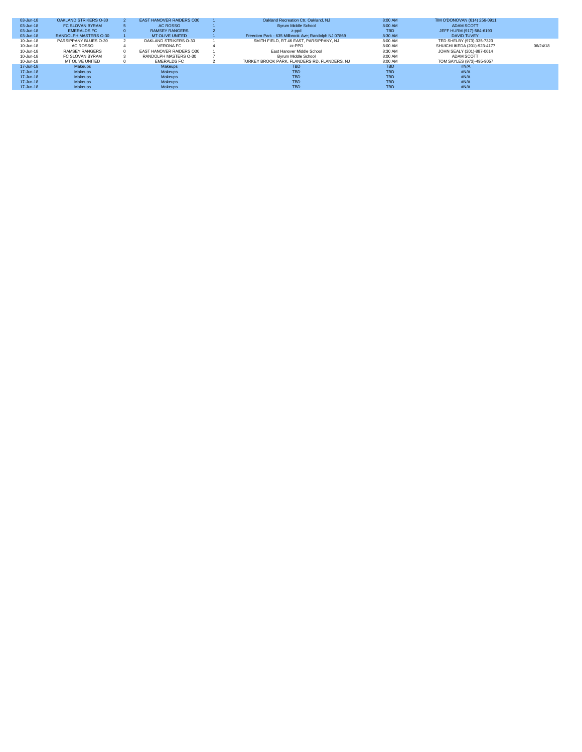| | | | | | | | | |
|---|---|---|---|---|---|---|---|---|
| 03-Jun-18 | OAKLAND STRIKERS O-30 | 2 | EAST HANOVER RAIDERS O30 | 1 | Oakland Recreation Ctr, Oakland, NJ | 8:00 AM | TIM O'DONOVAN (614) 256-0911 | |
| 03-Jun-18 | FC SLOVAN BYRAM | 5 | AC ROSSO | 1 | Byrum Middle School | 8:00 AM | ADAM SCOTT | |
| 03-Jun-18 | EMERALDS FC | 0 | RAMSEY RANGERS | 2 | z-ppd | TBD | JEFF HURM (917)-584-6193 | |
| 03-Jun-18 | RANDOLPH MASTERS O-30 | 1 | MT OLIVE UNITED | 1 | Freedom Park - 635 Millbrook Ave; Randolph NJ 07869 | 8:30 AM | DAVID TUVEY | |
| 10-Jun-18 | PARSIPPANY BLUES O-30 | 2 | OAKLAND STRIKERS O-30 | 1 | SMITH FIELD, RT 46 EAST, PARSIPPANY, NJ | 8:00 AM | TED SHELBY (973)-335-7323 | |
| 10-Jun-18 | AC ROSSO | 4 | VERONA FC | 4 | zz-PPD | 8:00 AM | SHUICHI IKEDA (201)-923-4177 | 06/24/18 |
| 10-Jun-18 | RAMSEY RANGERS | 0 | EAST HANOVER RAIDERS O30 | 1 | East Hanover Middle School | 8:30 AM | JOHN SEALY (201)-887-0614 | |
| 10-Jun-18 | FC SLOVAN BYRAM | 3 | RANDOLPH MASTERS O-30 | 7 | Byrum Middle School | 8:00 AM | ADAM SCOTT | |
| 10-Jun-18 | MT OLIVE UNITED | 0 | EMERALDS FC | 2 | TURKEY BROOK PARK, FLANDERS RD, FLANDERS, NJ | 8:00 AM | TOM SAYLES (973)-495-9057 | |
| 17-Jun-18 | Makeups | | Makeups | | TBD | TBD | #N/A | |
| 17-Jun-18 | Makeups | | Makeups | | TBD | TBD | #N/A | |
| 17-Jun-18 | Makeups | | Makeups | | TBD | TBD | #N/A | |
| 17-Jun-18 | Makeups | | Makeups | | TBD | TBD | #N/A | |
| 17-Jun-18 | Makeups | | Makeups | | TBD | TBD | #N/A | |